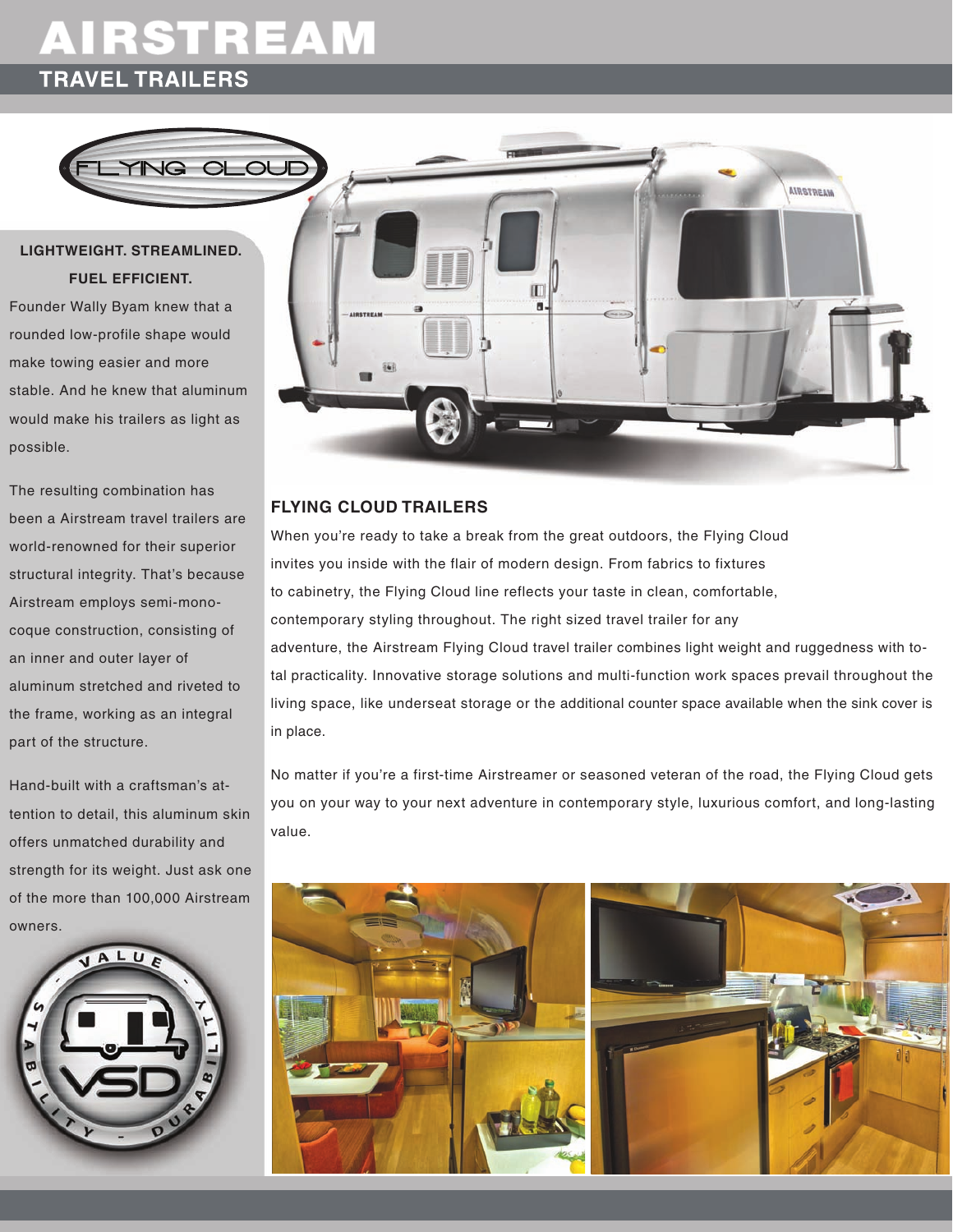# AIRSTREAM

## TRAVEL TRAILERS

FLYING CLOUD

**LIGHTWEIGHT. STREAMLINED. FUEL EFFICIENT.**

Founder Wally Byam knew that a rounded low-profile shape would make towing easier and more stable. And he knew that aluminum would make his trailers as light as possible.

The resulting combination has been a Airstream travel trailers are world-renowned for their superior structural integrity. That's because Airstream employs semi-monocoque construction, consisting of an inner and outer layer of aluminum stretched and riveted to the frame, working as an integral part of the structure.

Hand-built with a craftsman's attention to detail, this aluminum skin offers unmatched durability and strength for its weight. Just ask one of the more than 100,000 Airstream owners.

VALUE · STABILITY · DURABILITY

VSD

### FLYING CLOUD TRAILERS

When you're ready to take a break from the great outdoors, the Flying Cloud invites you inside with the flair of modern design. From fabrics to fixtures to cabinetry, the Flying Cloud line reflects your taste in clean, comfortable, contemporary styling throughout. The right sized travel trailer for any adventure, the Airstream Flying Cloud travel trailer combines light weight and ruggedness with total practicality. Innovative storage solutions and multi-function work spaces prevail throughout the living space, like underseat storage or the additional counter space available when the sink cover is in place.

No matter if you're a first-time Airstreamer or seasoned veteran of the road, the Flying Cloud gets you on your way to your next adventure in contemporary style, luxurious comfort, and long-lasting value.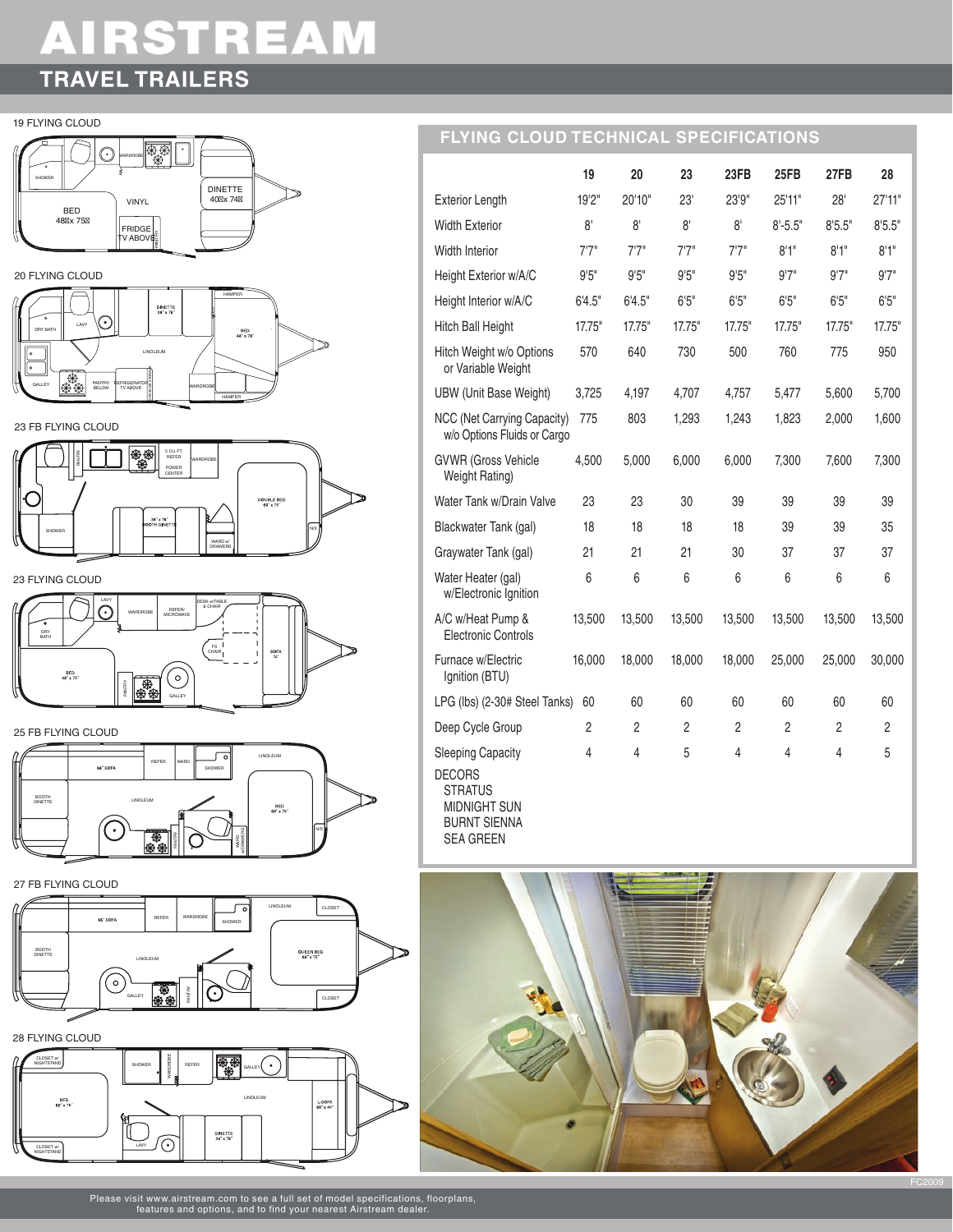# AIRSTREAM

## TRAVEL TRAILERS

19 FLYING CLOUD

20 FLYING CLOUD

23 FB FLYING CLOUD

23 FLYING CLOUD

25 FB FLYING CLOUD

27 FB FLYING CLOUD

28 FLYING CLOUD

## FLYING CLOUD TECHNICAL SPECIFICATIONS

| | 19 | 20 | 23 | 23FB | 25FB | 27FB | 28 |
|---|---|---|---|---|---|---|---|
| Exterior Length | 19'2" | 20'10" | 23' | 23'9" | 25'11" | 28' | 27'11" |
| Width Exterior | 8' | 8' | 8' | 8' | 8'-5.5" | 8'5.5" | 8'5.5" |
| Width Interior | 7'7" | 7'7" | 7'7" | 7'7" | 8'1" | 8'1" | 8'1" |
| Height Exterior w/A/C | 9'5" | 9'5" | 9'5" | 9'5" | 9'7" | 9'7" | 9'7" |
| Height Interior w/A/C | 6'4.5" | 6'4.5" | 6'5" | 6'5" | 6'5" | 6'5" | 6'5" |
| Hitch Ball Height | 17.75" | 17.75" | 17.75" | 17.75" | 17.75" | 17.75" | 17.75" |
| Hitch Weight w/o Options or Variable Weight | 570 | 640 | 730 | 500 | 760 | 775 | 950 |
| UBW (Unit Base Weight) | 3,725 | 4,197 | 4,707 | 4,757 | 5,477 | 5,600 | 5,700 |
| NCC (Net Carrying Capacity) w/o Options Fluids or Cargo | 775 | 803 | 1,293 | 1,243 | 1,823 | 2,000 | 1,600 |
| GVWR (Gross Vehicle Weight Rating) | 4,500 | 5,000 | 6,000 | 6,000 | 7,300 | 7,600 | 7,300 |
| Water Tank w/Drain Valve | 23 | 23 | 30 | 39 | 39 | 39 | 39 |
| Blackwater Tank (gal) | 18 | 18 | 18 | 18 | 39 | 39 | 35 |
| Graywater Tank (gal) | 21 | 21 | 21 | 30 | 37 | 37 | 37 |
| Water Heater (gal) w/Electronic Ignition | 6 | 6 | 6 | 6 | 6 | 6 | 6 |
| A/C w/Heat Pump & Electronic Controls | 13,500 | 13,500 | 13,500 | 13,500 | 13,500 | 13,500 | 13,500 |
| Furnace w/Electric Ignition (BTU) | 16,000 | 18,000 | 18,000 | 18,000 | 25,000 | 25,000 | 30,000 |
| LPG (lbs) (2-30# Steel Tanks) | 60 | 60 | 60 | 60 | 60 | 60 | 60 |
| Deep Cycle Group | 2 | 2 | 2 | 2 | 2 | 2 | 2 |
| Sleeping Capacity | 4 | 4 | 5 | 4 | 4 | 4 | 5 |

DECORS
- STRATUS
- MIDNIGHT SUN
- BURNT SIENNA
- SEA GREEN

Please visit www.airstream.com to see a full set of model specifications, floorplans, features and options, and to find your nearest Airstream dealer.

FC2009